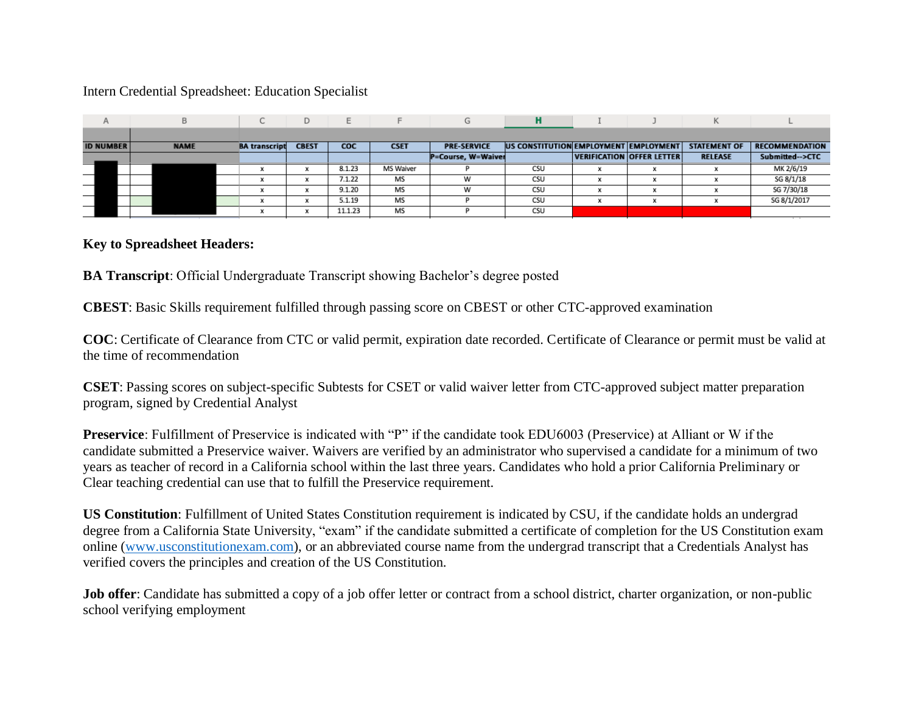Intern Credential Spreadsheet: Education Specialist

| A | B | C | D | E | F | G | H | I | J | K | L |
|---|---|---|---|---|---|---|---|---|---|---|---|
| ID NUMBER | NAME | BA transcript | CBEST | COC | CSET | PRE-SERVICE | US CONSTITUTION | EMPLOYMENT | EMPLOYMENT | STATEMENT OF | RECOMMENDATION |
| | | | | | | P=Course, W=Waiver | | VERIFICATION | OFFER LETTER | RELEASE | Submitted-->CTC |
| | | x | x | 8.1.23 | MS Waiver | P | CSU | x | x | x | MK 2/6/19 |
| | | x | x | 7.1.22 | MS | W | CSU | x | x | x | SG 8/1/18 |
| | | x | x | 9.1.20 | MS | W | CSU | x | x | x | SG 7/30/18 |
| | | x | x | 5.1.19 | MS | P | CSU | x | x | x | SG 8/1/2017 |
| | | x | x | 11.1.23 | MS | P | CSU | | | | |

**Key to Spreadsheet Headers:**

**BA Transcript**: Official Undergraduate Transcript showing Bachelor's degree posted

**CBEST**: Basic Skills requirement fulfilled through passing score on CBEST or other CTC-approved examination

**COC**: Certificate of Clearance from CTC or valid permit, expiration date recorded. Certificate of Clearance or permit must be valid at the time of recommendation

**CSET**: Passing scores on subject-specific Subtests for CSET or valid waiver letter from CTC-approved subject matter preparation program, signed by Credential Analyst

**Preservice**: Fulfillment of Preservice is indicated with "P" if the candidate took EDU6003 (Preservice) at Alliant or W if the candidate submitted a Preservice waiver. Waivers are verified by an administrator who supervised a candidate for a minimum of two years as teacher of record in a California school within the last three years. Candidates who hold a prior California Preliminary or Clear teaching credential can use that to fulfill the Preservice requirement.

**US Constitution**: Fulfillment of United States Constitution requirement is indicated by CSU, if the candidate holds an undergrad degree from a California State University, "exam" if the candidate submitted a certificate of completion for the US Constitution exam online (www.usconstitutionexam.com), or an abbreviated course name from the undergrad transcript that a Credentials Analyst has verified covers the principles and creation of the US Constitution.

**Job offer**: Candidate has submitted a copy of a job offer letter or contract from a school district, charter organization, or non-public school verifying employment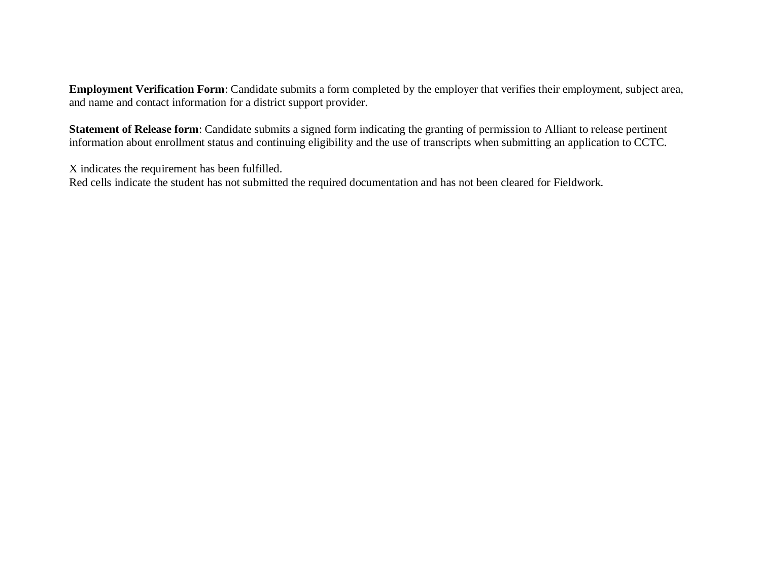**Employment Verification Form**: Candidate submits a form completed by the employer that verifies their employment, subject area, and name and contact information for a district support provider.

**Statement of Release form**: Candidate submits a signed form indicating the granting of permission to Alliant to release pertinent information about enrollment status and continuing eligibility and the use of transcripts when submitting an application to CCTC.

X indicates the requirement has been fulfilled.
Red cells indicate the student has not submitted the required documentation and has not been cleared for Fieldwork.